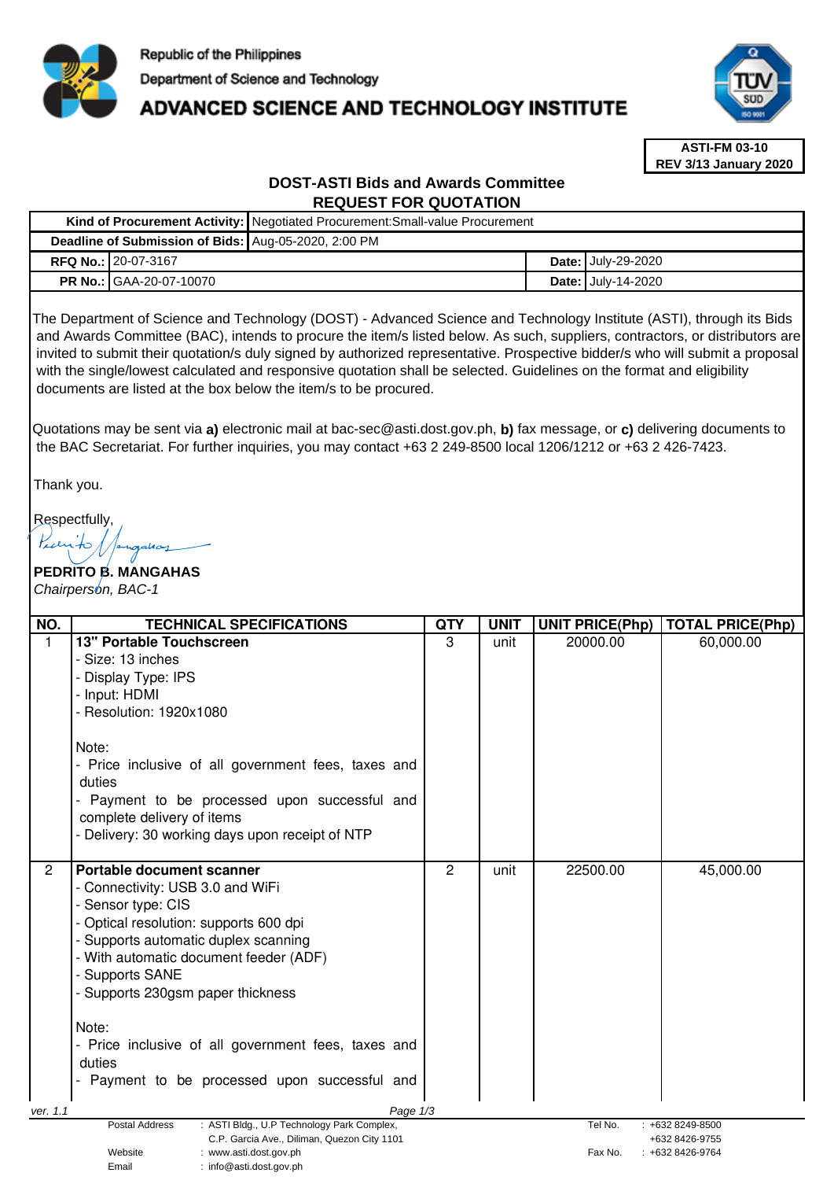Republic of the Philippines
Department of Science and Technology
**ADVANCED SCIENCE AND TECHNOLOGY INSTITUTE**

**ASTI-FM 03-10**
**REV 3/13 January 2020**

## DOST-ASTI Bids and Awards Committee
## REQUEST FOR QUOTATION

| | | | |
|---|---|---|---|
| **Kind of Procurement Activity:** | Negotiated Procurement:Small-value Procurement | | |
| **Deadline of Submission of Bids:** | Aug-05-2020, 2:00 PM | | |
| **RFQ No.:** | 20-07-3167 | **Date:** | July-29-2020 |
| **PR No.:** | GAA-20-07-10070 | **Date:** | July-14-2020 |

The Department of Science and Technology (DOST) - Advanced Science and Technology Institute (ASTI), through its Bids and Awards Committee (BAC), intends to procure the item/s listed below. As such, suppliers, contractors, or distributors are invited to submit their quotation/s duly signed by authorized representative. Prospective bidder/s who will submit a proposal with the single/lowest calculated and responsive quotation shall be selected. Guidelines on the format and eligibility documents are listed at the box below the item/s to be procured.

Quotations may be sent via **a)** electronic mail at bac-sec@asti.dost.gov.ph, **b)** fax message, or **c)** delivering documents to the BAC Secretariat. For further inquiries, you may contact +63 2 249-8500 local 1206/1212 or +63 2 426-7423.

Thank you.

Respectfully,

**PEDRITO B. MANGAHAS**
*Chairperson, BAC-1*

| NO. | TECHNICAL SPECIFICATIONS | QTY | UNIT | UNIT PRICE(Php) | TOTAL PRICE(Php) |
|---|---|---|---|---|---|
| 1 | **13" Portable Touchscreen**<br>- Size: 13 inches<br>- Display Type: IPS<br>- Input: HDMI<br>- Resolution: 1920x1080<br><br>Note:<br>- Price inclusive of all government fees, taxes and duties<br>- Payment to be processed upon successful and complete delivery of items<br>- Delivery: 30 working days upon receipt of NTP | 3 | unit | 20000.00 | 60,000.00 |
| 2 | **Portable document scanner**<br>- Connectivity: USB 3.0 and WiFi<br>- Sensor type: CIS<br>- Optical resolution: supports 600 dpi<br>- Supports automatic duplex scanning<br>- With automatic document feeder (ADF)<br>- Supports SANE<br>- Supports 230gsm paper thickness<br><br>Note:<br>- Price inclusive of all government fees, taxes and duties<br>- Payment to be processed upon successful and | 2 | unit | 22500.00 | 45,000.00 |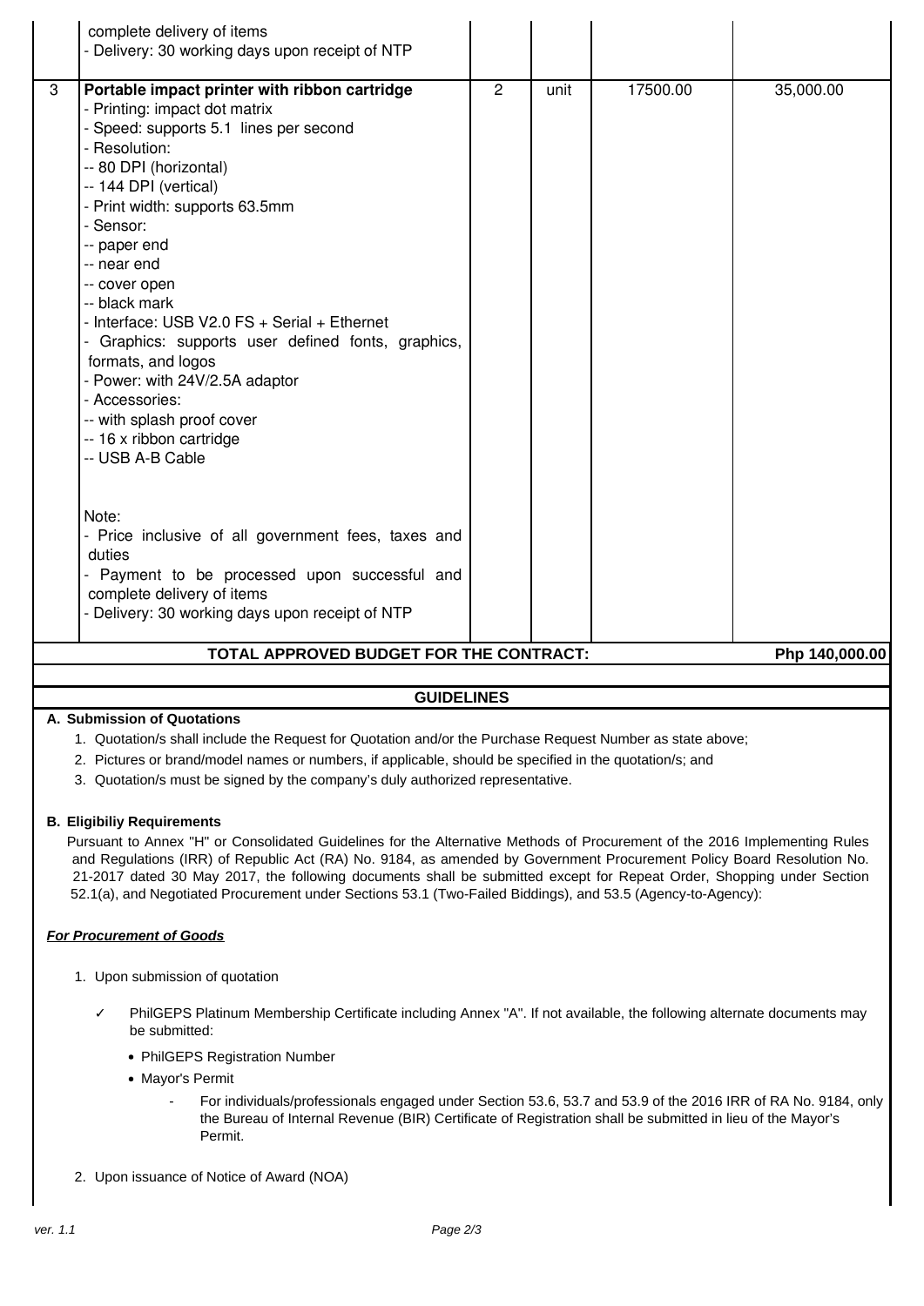| | | | | | |
|---|---|---|---|---|---|
| | complete delivery of items<br>- Delivery: 30 working days upon receipt of NTP | | | | |
| 3 | **Portable impact printer with ribbon cartridge**<br>- Printing: impact dot matrix<br>- Speed: supports 5.1 lines per second<br>- Resolution:<br>-- 80 DPI (horizontal)<br>-- 144 DPI (vertical)<br>- Print width: supports 63.5mm<br>- Sensor:<br>-- paper end<br>-- near end<br>-- cover open<br>-- black mark<br>- Interface: USB V2.0 FS + Serial + Ethernet<br>- Graphics: supports user defined fonts, graphics, formats, and logos<br>- Power: with 24V/2.5A adaptor<br>- Accessories:<br>-- with splash proof cover<br>-- 16 x ribbon cartridge<br>-- USB A-B Cable<br><br>Note:<br>- Price inclusive of all government fees, taxes and duties<br>- Payment to be processed upon successful and complete delivery of items<br>- Delivery: 30 working days upon receipt of NTP | 2 | unit | 17500.00 | 35,000.00 |
| | **TOTAL APPROVED BUDGET FOR THE CONTRACT:** | | | | **Php 140,000.00** |

## GUIDELINES

**A. Submission of Quotations**

1. Quotation/s shall include the Request for Quotation and/or the Purchase Request Number as state above;
2. Pictures or brand/model names or numbers, if applicable, should be specified in the quotation/s; and
3. Quotation/s must be signed by the company's duly authorized representative.

**B. Eligibiliy Requirements**

Pursuant to Annex "H" or Consolidated Guidelines for the Alternative Methods of Procurement of the 2016 Implementing Rules and Regulations (IRR) of Republic Act (RA) No. 9184, as amended by Government Procurement Policy Board Resolution No. 21-2017 dated 30 May 2017, the following documents shall be submitted except for Repeat Order, Shopping under Section 52.1(a), and Negotiated Procurement under Sections 53.1 (Two-Failed Biddings), and 53.5 (Agency-to-Agency):

***For Procurement of Goods***

1. Upon submission of quotation

   ✓ PhilGEPS Platinum Membership Certificate including Annex "A". If not available, the following alternate documents may be submitted:

   - PhilGEPS Registration Number
   - Mayor's Permit
     - For individuals/professionals engaged under Section 53.6, 53.7 and 53.9 of the 2016 IRR of RA No. 9184, only the Bureau of Internal Revenue (BIR) Certificate of Registration shall be submitted in lieu of the Mayor's Permit.

2. Upon issuance of Notice of Award (NOA)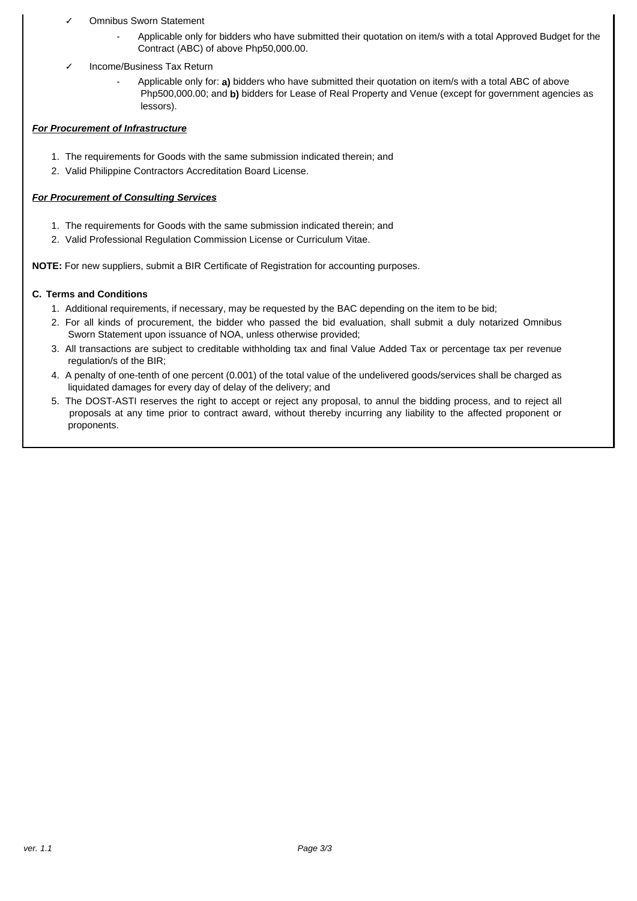- ✓ Omnibus Sworn Statement
  - Applicable only for bidders who have submitted their quotation on item/s with a total Approved Budget for the Contract (ABC) of above Php50,000.00.
- ✓ Income/Business Tax Return
  - Applicable only for: **a)** bidders who have submitted their quotation on item/s with a total ABC of above Php500,000.00; and **b)** bidders for Lease of Real Property and Venue (except for government agencies as lessors).

***For Procurement of Infrastructure***

1. The requirements for Goods with the same submission indicated therein; and
2. Valid Philippine Contractors Accreditation Board License.

***For Procurement of Consulting Services***

1. The requirements for Goods with the same submission indicated therein; and
2. Valid Professional Regulation Commission License or Curriculum Vitae.

**NOTE:** For new suppliers, submit a BIR Certificate of Registration for accounting purposes.

**C. Terms and Conditions**

1. Additional requirements, if necessary, may be requested by the BAC depending on the item to be bid;
2. For all kinds of procurement, the bidder who passed the bid evaluation, shall submit a duly notarized Omnibus Sworn Statement upon issuance of NOA, unless otherwise provided;
3. All transactions are subject to creditable withholding tax and final Value Added Tax or percentage tax per revenue regulation/s of the BIR;
4. A penalty of one-tenth of one percent (0.001) of the total value of the undelivered goods/services shall be charged as liquidated damages for every day of delay of the delivery; and
5. The DOST-ASTI reserves the right to accept or reject any proposal, to annul the bidding process, and to reject all proposals at any time prior to contract award, without thereby incurring any liability to the affected proponent or proponents.